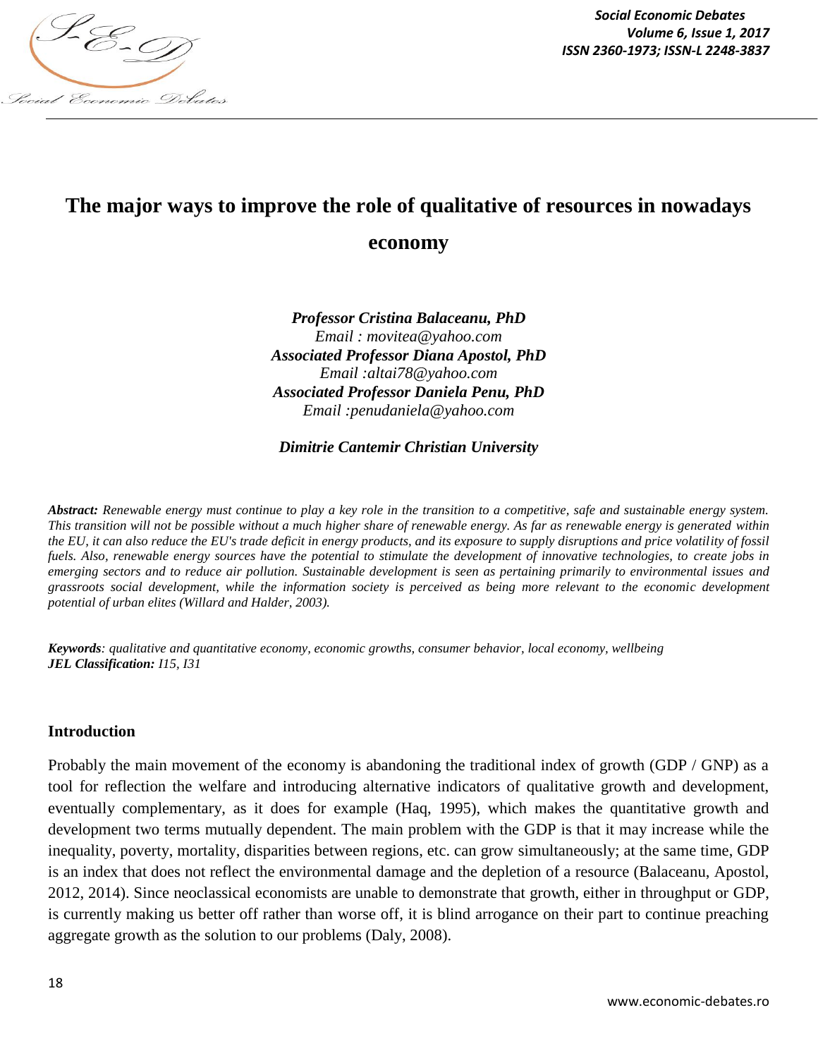# The major ways to improve the role of qualitative of resources in nowadays economy

***Professor Cristina Balaceanu, PhD***
*Email : movitea@yahoo.com*
***Associated Professor Diana Apostol, PhD***
*Email :altai78@yahoo.com*
***Associated Professor Daniela Penu, PhD***
*Email :penudaniela@yahoo.com*

***Dimitrie Cantemir Christian University***

***Abstract:*** *Renewable energy must continue to play a key role in the transition to a competitive, safe and sustainable energy system. This transition will not be possible without a much higher share of renewable energy. As far as renewable energy is generated within the EU, it can also reduce the EU's trade deficit in energy products, and its exposure to supply disruptions and price volatility of fossil fuels. Also, renewable energy sources have the potential to stimulate the development of innovative technologies, to create jobs in emerging sectors and to reduce air pollution. Sustainable development is seen as pertaining primarily to environmental issues and grassroots social development, while the information society is perceived as being more relevant to the economic development potential of urban elites (Willard and Halder, 2003).*

***Keywords****: qualitative and quantitative economy, economic growths, consumer behavior, local economy, wellbeing*
***JEL Classification:*** *I15, I31*

## Introduction

Probably the main movement of the economy is abandoning the traditional index of growth (GDP / GNP) as a tool for reflection the welfare and introducing alternative indicators of qualitative growth and development, eventually complementary, as it does for example (Haq, 1995), which makes the quantitative growth and development two terms mutually dependent. The main problem with the GDP is that it may increase while the inequality, poverty, mortality, disparities between regions, etc. can grow simultaneously; at the same time, GDP is an index that does not reflect the environmental damage and the depletion of a resource (Balaceanu, Apostol, 2012, 2014). Since neoclassical economists are unable to demonstrate that growth, either in throughput or GDP, is currently making us better off rather than worse off, it is blind arrogance on their part to continue preaching aggregate growth as the solution to our problems (Daly, 2008).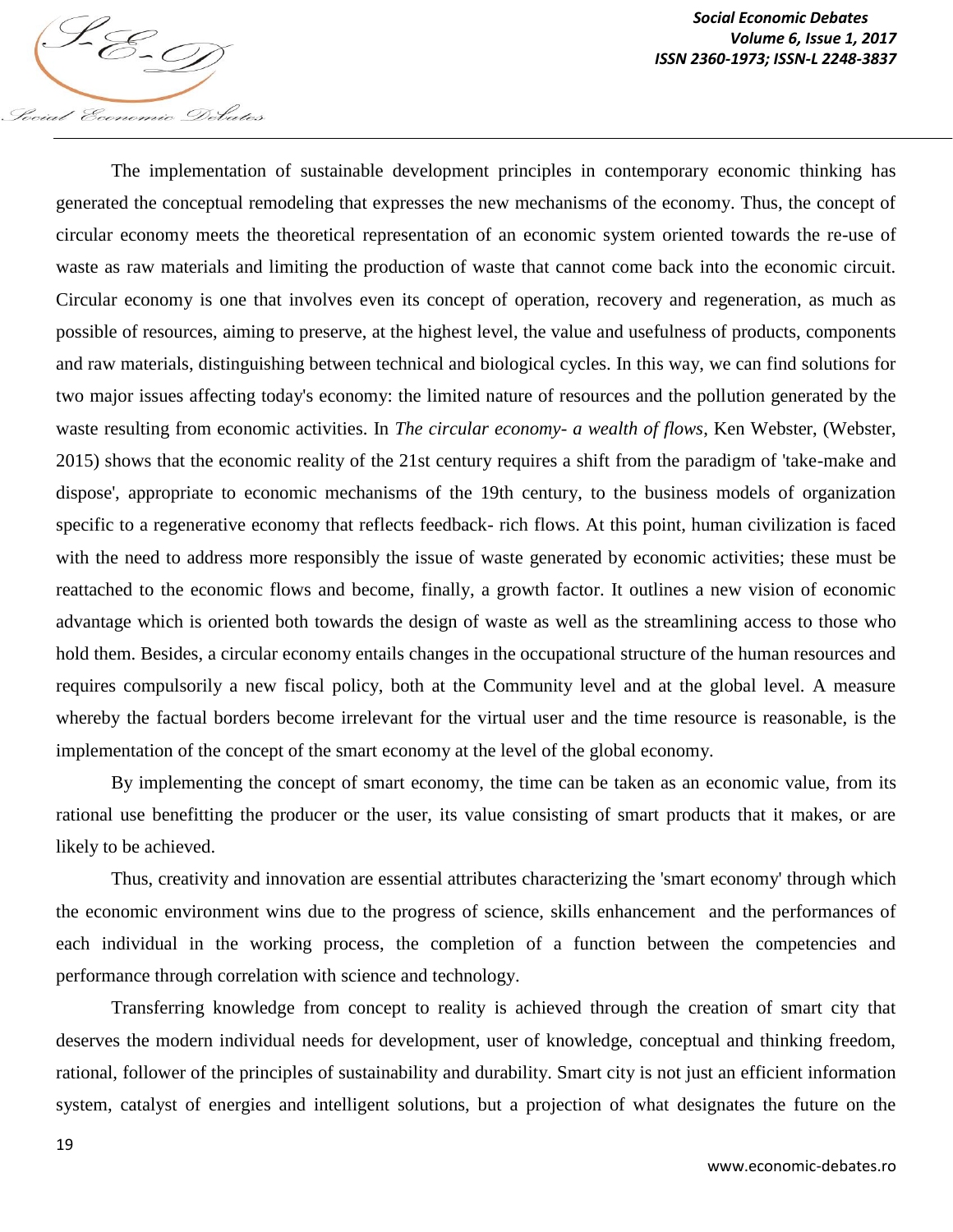The implementation of sustainable development principles in contemporary economic thinking has generated the conceptual remodeling that expresses the new mechanisms of the economy. Thus, the concept of circular economy meets the theoretical representation of an economic system oriented towards the re-use of waste as raw materials and limiting the production of waste that cannot come back into the economic circuit. Circular economy is one that involves even its concept of operation, recovery and regeneration, as much as possible of resources, aiming to preserve, at the highest level, the value and usefulness of products, components and raw materials, distinguishing between technical and biological cycles. In this way, we can find solutions for two major issues affecting today's economy: the limited nature of resources and the pollution generated by the waste resulting from economic activities. In *The circular economy- a wealth of flows*, Ken Webster, (Webster, 2015) shows that the economic reality of the 21st century requires a shift from the paradigm of 'take-make and dispose', appropriate to economic mechanisms of the 19th century, to the business models of organization specific to a regenerative economy that reflects feedback- rich flows. At this point, human civilization is faced with the need to address more responsibly the issue of waste generated by economic activities; these must be reattached to the economic flows and become, finally, a growth factor. It outlines a new vision of economic advantage which is oriented both towards the design of waste as well as the streamlining access to those who hold them. Besides, a circular economy entails changes in the occupational structure of the human resources and requires compulsorily a new fiscal policy, both at the Community level and at the global level. A measure whereby the factual borders become irrelevant for the virtual user and the time resource is reasonable, is the implementation of the concept of the smart economy at the level of the global economy.

By implementing the concept of smart economy, the time can be taken as an economic value, from its rational use benefitting the producer or the user, its value consisting of smart products that it makes, or are likely to be achieved.

Thus, creativity and innovation are essential attributes characterizing the 'smart economy' through which the economic environment wins due to the progress of science, skills enhancement and the performances of each individual in the working process, the completion of a function between the competencies and performance through correlation with science and technology.

Transferring knowledge from concept to reality is achieved through the creation of smart city that deserves the modern individual needs for development, user of knowledge, conceptual and thinking freedom, rational, follower of the principles of sustainability and durability. Smart city is not just an efficient information system, catalyst of energies and intelligent solutions, but a projection of what designates the future on the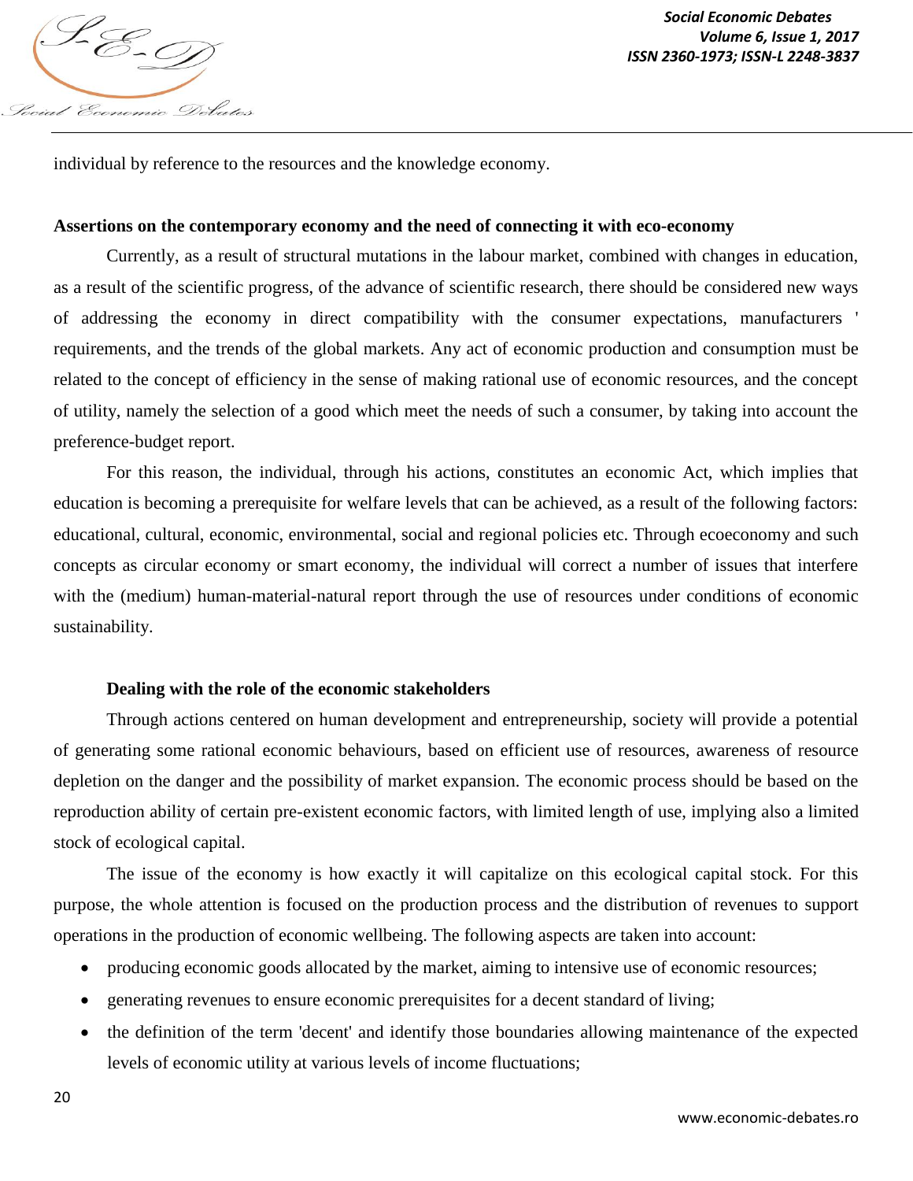individual by reference to the resources and the knowledge economy.

**Assertions on the contemporary economy and the need of connecting it with eco-economy**

Currently, as a result of structural mutations in the labour market, combined with changes in education, as a result of the scientific progress, of the advance of scientific research, there should be considered new ways of addressing the economy in direct compatibility with the consumer expectations, manufacturers ' requirements, and the trends of the global markets. Any act of economic production and consumption must be related to the concept of efficiency in the sense of making rational use of economic resources, and the concept of utility, namely the selection of a good which meet the needs of such a consumer, by taking into account the preference-budget report.

For this reason, the individual, through his actions, constitutes an economic Act, which implies that education is becoming a prerequisite for welfare levels that can be achieved, as a result of the following factors: educational, cultural, economic, environmental, social and regional policies etc. Through ecoeconomy and such concepts as circular economy or smart economy, the individual will correct a number of issues that interfere with the (medium) human-material-natural report through the use of resources under conditions of economic sustainability.

**Dealing with the role of the economic stakeholders**

Through actions centered on human development and entrepreneurship, society will provide a potential of generating some rational economic behaviours, based on efficient use of resources, awareness of resource depletion on the danger and the possibility of market expansion. The economic process should be based on the reproduction ability of certain pre-existent economic factors, with limited length of use, implying also a limited stock of ecological capital.

The issue of the economy is how exactly it will capitalize on this ecological capital stock. For this purpose, the whole attention is focused on the production process and the distribution of revenues to support operations in the production of economic wellbeing. The following aspects are taken into account:

- producing economic goods allocated by the market, aiming to intensive use of economic resources;
- generating revenues to ensure economic prerequisites for a decent standard of living;
- the definition of the term 'decent' and identify those boundaries allowing maintenance of the expected levels of economic utility at various levels of income fluctuations;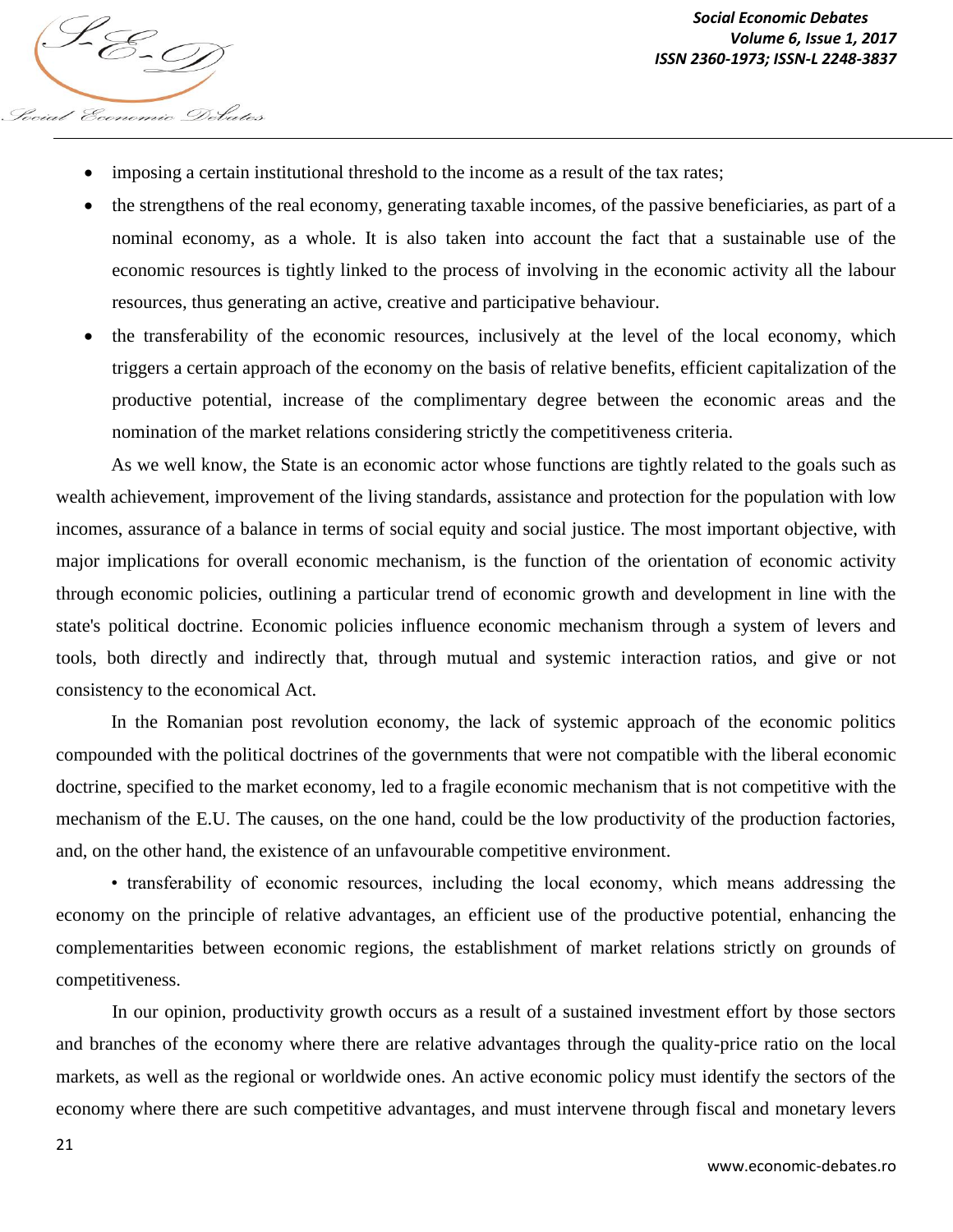- imposing a certain institutional threshold to the income as a result of the tax rates;
- the strengthens of the real economy, generating taxable incomes, of the passive beneficiaries, as part of a nominal economy, as a whole. It is also taken into account the fact that a sustainable use of the economic resources is tightly linked to the process of involving in the economic activity all the labour resources, thus generating an active, creative and participative behaviour.
- the transferability of the economic resources, inclusively at the level of the local economy, which triggers a certain approach of the economy on the basis of relative benefits, efficient capitalization of the productive potential, increase of the complimentary degree between the economic areas and the nomination of the market relations considering strictly the competitiveness criteria.

As we well know, the State is an economic actor whose functions are tightly related to the goals such as wealth achievement, improvement of the living standards, assistance and protection for the population with low incomes, assurance of a balance in terms of social equity and social justice. The most important objective, with major implications for overall economic mechanism, is the function of the orientation of economic activity through economic policies, outlining a particular trend of economic growth and development in line with the state's political doctrine. Economic policies influence economic mechanism through a system of levers and tools, both directly and indirectly that, through mutual and systemic interaction ratios, and give or not consistency to the economical Act.

In the Romanian post revolution economy, the lack of systemic approach of the economic politics compounded with the political doctrines of the governments that were not compatible with the liberal economic doctrine, specified to the market economy, led to a fragile economic mechanism that is not competitive with the mechanism of the E.U. The causes, on the one hand, could be the low productivity of the production factories, and, on the other hand, the existence of an unfavourable competitive environment.

• transferability of economic resources, including the local economy, which means addressing the economy on the principle of relative advantages, an efficient use of the productive potential, enhancing the complementarities between economic regions, the establishment of market relations strictly on grounds of competitiveness.

In our opinion, productivity growth occurs as a result of a sustained investment effort by those sectors and branches of the economy where there are relative advantages through the quality-price ratio on the local markets, as well as the regional or worldwide ones. An active economic policy must identify the sectors of the economy where there are such competitive advantages, and must intervene through fiscal and monetary levers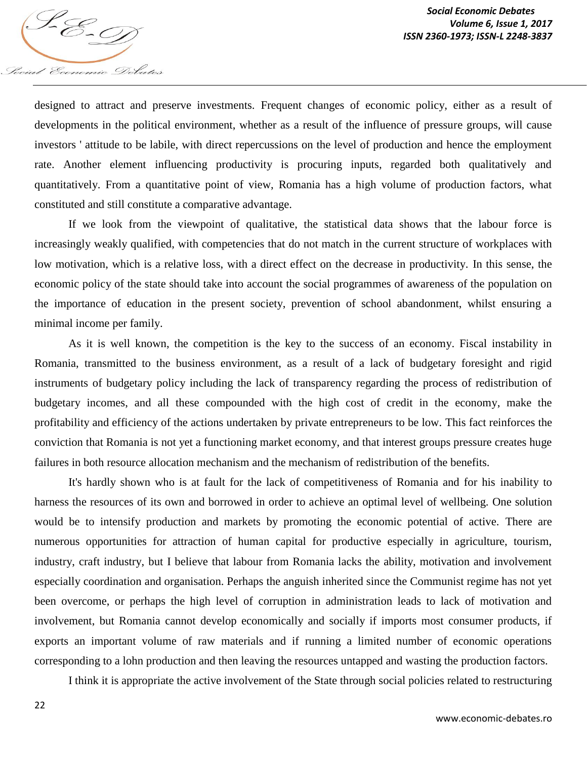designed to attract and preserve investments. Frequent changes of economic policy, either as a result of developments in the political environment, whether as a result of the influence of pressure groups, will cause investors ' attitude to be labile, with direct repercussions on the level of production and hence the employment rate. Another element influencing productivity is procuring inputs, regarded both qualitatively and quantitatively. From a quantitative point of view, Romania has a high volume of production factors, what constituted and still constitute a comparative advantage.

If we look from the viewpoint of qualitative, the statistical data shows that the labour force is increasingly weakly qualified, with competencies that do not match in the current structure of workplaces with low motivation, which is a relative loss, with a direct effect on the decrease in productivity. In this sense, the economic policy of the state should take into account the social programmes of awareness of the population on the importance of education in the present society, prevention of school abandonment, whilst ensuring a minimal income per family.

As it is well known, the competition is the key to the success of an economy. Fiscal instability in Romania, transmitted to the business environment, as a result of a lack of budgetary foresight and rigid instruments of budgetary policy including the lack of transparency regarding the process of redistribution of budgetary incomes, and all these compounded with the high cost of credit in the economy, make the profitability and efficiency of the actions undertaken by private entrepreneurs to be low. This fact reinforces the conviction that Romania is not yet a functioning market economy, and that interest groups pressure creates huge failures in both resource allocation mechanism and the mechanism of redistribution of the benefits.

It's hardly shown who is at fault for the lack of competitiveness of Romania and for his inability to harness the resources of its own and borrowed in order to achieve an optimal level of wellbeing. One solution would be to intensify production and markets by promoting the economic potential of active. There are numerous opportunities for attraction of human capital for productive especially in agriculture, tourism, industry, craft industry, but I believe that labour from Romania lacks the ability, motivation and involvement especially coordination and organisation. Perhaps the anguish inherited since the Communist regime has not yet been overcome, or perhaps the high level of corruption in administration leads to lack of motivation and involvement, but Romania cannot develop economically and socially if imports most consumer products, if exports an important volume of raw materials and if running a limited number of economic operations corresponding to a lohn production and then leaving the resources untapped and wasting the production factors.

I think it is appropriate the active involvement of the State through social policies related to restructuring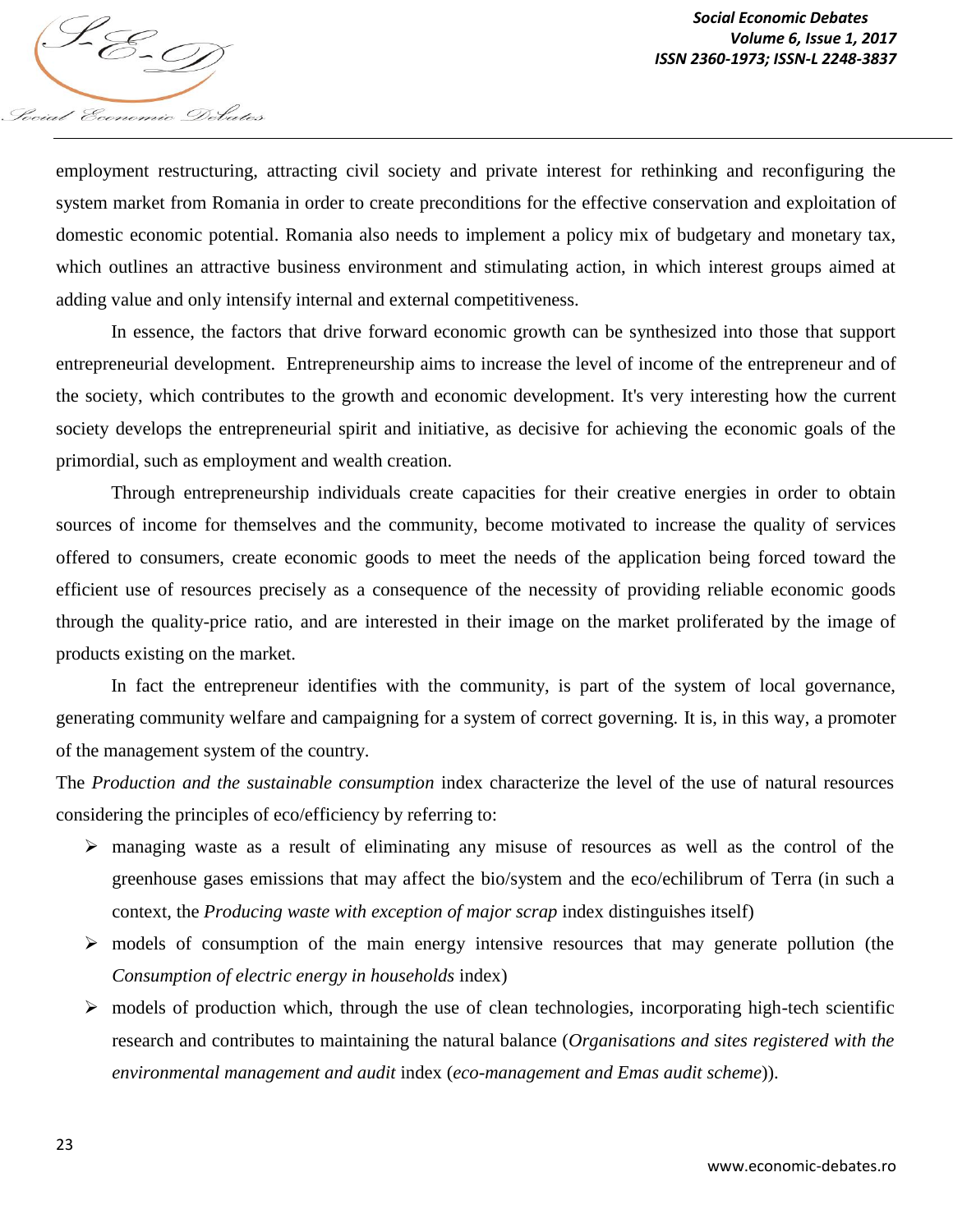employment restructuring, attracting civil society and private interest for rethinking and reconfiguring the system market from Romania in order to create preconditions for the effective conservation and exploitation of domestic economic potential. Romania also needs to implement a policy mix of budgetary and monetary tax, which outlines an attractive business environment and stimulating action, in which interest groups aimed at adding value and only intensify internal and external competitiveness.

In essence, the factors that drive forward economic growth can be synthesized into those that support entrepreneurial development. Entrepreneurship aims to increase the level of income of the entrepreneur and of the society, which contributes to the growth and economic development. It's very interesting how the current society develops the entrepreneurial spirit and initiative, as decisive for achieving the economic goals of the primordial, such as employment and wealth creation.

Through entrepreneurship individuals create capacities for their creative energies in order to obtain sources of income for themselves and the community, become motivated to increase the quality of services offered to consumers, create economic goods to meet the needs of the application being forced toward the efficient use of resources precisely as a consequence of the necessity of providing reliable economic goods through the quality-price ratio, and are interested in their image on the market proliferated by the image of products existing on the market.

In fact the entrepreneur identifies with the community, is part of the system of local governance, generating community welfare and campaigning for a system of correct governing. It is, in this way, a promoter of the management system of the country.

The *Production and the sustainable consumption* index characterize the level of the use of natural resources considering the principles of eco/efficiency by referring to:

- managing waste as a result of eliminating any misuse of resources as well as the control of the greenhouse gases emissions that may affect the bio/system and the eco/echilibrum of Terra (in such a context, the *Producing waste with exception of major scrap* index distinguishes itself)
- models of consumption of the main energy intensive resources that may generate pollution (the *Consumption of electric energy in households* index)
- models of production which, through the use of clean technologies, incorporating high-tech scientific research and contributes to maintaining the natural balance (*Organisations and sites registered with the environmental management and audit* index (*eco-management and Emas audit scheme*)).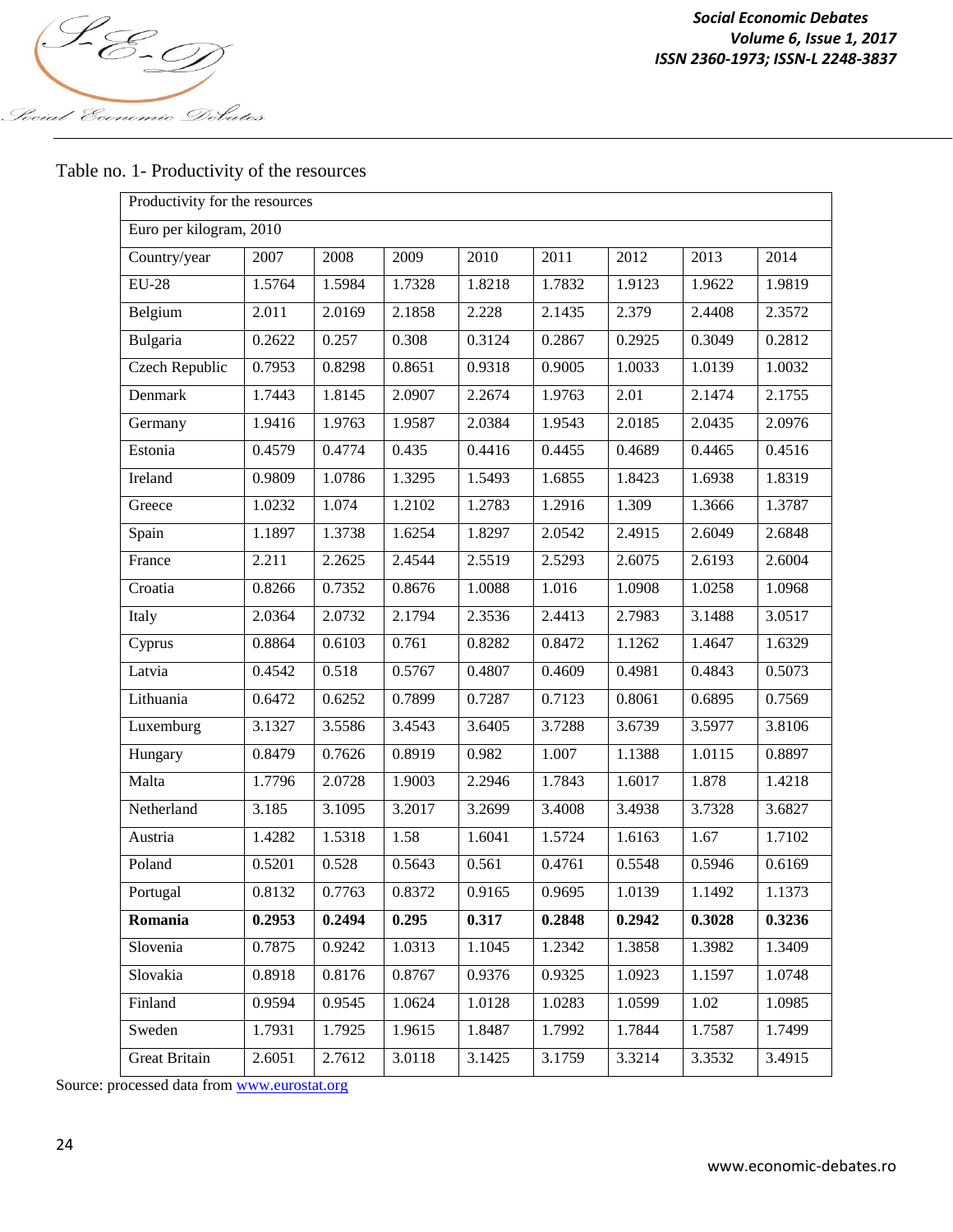Table no. 1- Productivity of the resources

| Productivity for the resources | | | | | | | | |
|---|---|---|---|---|---|---|---|---|
| Euro per kilogram, 2010 | | | | | | | | |
| Country/year | 2007 | 2008 | 2009 | 2010 | 2011 | 2012 | 2013 | 2014 |
| EU-28 | 1.5764 | 1.5984 | 1.7328 | 1.8218 | 1.7832 | 1.9123 | 1.9622 | 1.9819 |
| Belgium | 2.011 | 2.0169 | 2.1858 | 2.228 | 2.1435 | 2.379 | 2.4408 | 2.3572 |
| Bulgaria | 0.2622 | 0.257 | 0.308 | 0.3124 | 0.2867 | 0.2925 | 0.3049 | 0.2812 |
| Czech Republic | 0.7953 | 0.8298 | 0.8651 | 0.9318 | 0.9005 | 1.0033 | 1.0139 | 1.0032 |
| Denmark | 1.7443 | 1.8145 | 2.0907 | 2.2674 | 1.9763 | 2.01 | 2.1474 | 2.1755 |
| Germany | 1.9416 | 1.9763 | 1.9587 | 2.0384 | 1.9543 | 2.0185 | 2.0435 | 2.0976 |
| Estonia | 0.4579 | 0.4774 | 0.435 | 0.4416 | 0.4455 | 0.4689 | 0.4465 | 0.4516 |
| Ireland | 0.9809 | 1.0786 | 1.3295 | 1.5493 | 1.6855 | 1.8423 | 1.6938 | 1.8319 |
| Greece | 1.0232 | 1.074 | 1.2102 | 1.2783 | 1.2916 | 1.309 | 1.3666 | 1.3787 |
| Spain | 1.1897 | 1.3738 | 1.6254 | 1.8297 | 2.0542 | 2.4915 | 2.6049 | 2.6848 |
| France | 2.211 | 2.2625 | 2.4544 | 2.5519 | 2.5293 | 2.6075 | 2.6193 | 2.6004 |
| Croatia | 0.8266 | 0.7352 | 0.8676 | 1.0088 | 1.016 | 1.0908 | 1.0258 | 1.0968 |
| Italy | 2.0364 | 2.0732 | 2.1794 | 2.3536 | 2.4413 | 2.7983 | 3.1488 | 3.0517 |
| Cyprus | 0.8864 | 0.6103 | 0.761 | 0.8282 | 0.8472 | 1.1262 | 1.4647 | 1.6329 |
| Latvia | 0.4542 | 0.518 | 0.5767 | 0.4807 | 0.4609 | 0.4981 | 0.4843 | 0.5073 |
| Lithuania | 0.6472 | 0.6252 | 0.7899 | 0.7287 | 0.7123 | 0.8061 | 0.6895 | 0.7569 |
| Luxemburg | 3.1327 | 3.5586 | 3.4543 | 3.6405 | 3.7288 | 3.6739 | 3.5977 | 3.8106 |
| Hungary | 0.8479 | 0.7626 | 0.8919 | 0.982 | 1.007 | 1.1388 | 1.0115 | 0.8897 |
| Malta | 1.7796 | 2.0728 | 1.9003 | 2.2946 | 1.7843 | 1.6017 | 1.878 | 1.4218 |
| Netherland | 3.185 | 3.1095 | 3.2017 | 3.2699 | 3.4008 | 3.4938 | 3.7328 | 3.6827 |
| Austria | 1.4282 | 1.5318 | 1.58 | 1.6041 | 1.5724 | 1.6163 | 1.67 | 1.7102 |
| Poland | 0.5201 | 0.528 | 0.5643 | 0.561 | 0.4761 | 0.5548 | 0.5946 | 0.6169 |
| Portugal | 0.8132 | 0.7763 | 0.8372 | 0.9165 | 0.9695 | 1.0139 | 1.1492 | 1.1373 |
| **Romania** | **0.2953** | **0.2494** | **0.295** | **0.317** | **0.2848** | **0.2942** | **0.3028** | **0.3236** |
| Slovenia | 0.7875 | 0.9242 | 1.0313 | 1.1045 | 1.2342 | 1.3858 | 1.3982 | 1.3409 |
| Slovakia | 0.8918 | 0.8176 | 0.8767 | 0.9376 | 0.9325 | 1.0923 | 1.1597 | 1.0748 |
| Finland | 0.9594 | 0.9545 | 1.0624 | 1.0128 | 1.0283 | 1.0599 | 1.02 | 1.0985 |
| Sweden | 1.7931 | 1.7925 | 1.9615 | 1.8487 | 1.7992 | 1.7844 | 1.7587 | 1.7499 |
| Great Britain | 2.6051 | 2.7612 | 3.0118 | 3.1425 | 3.1759 | 3.3214 | 3.3532 | 3.4915 |

Source: processed data from www.eurostat.org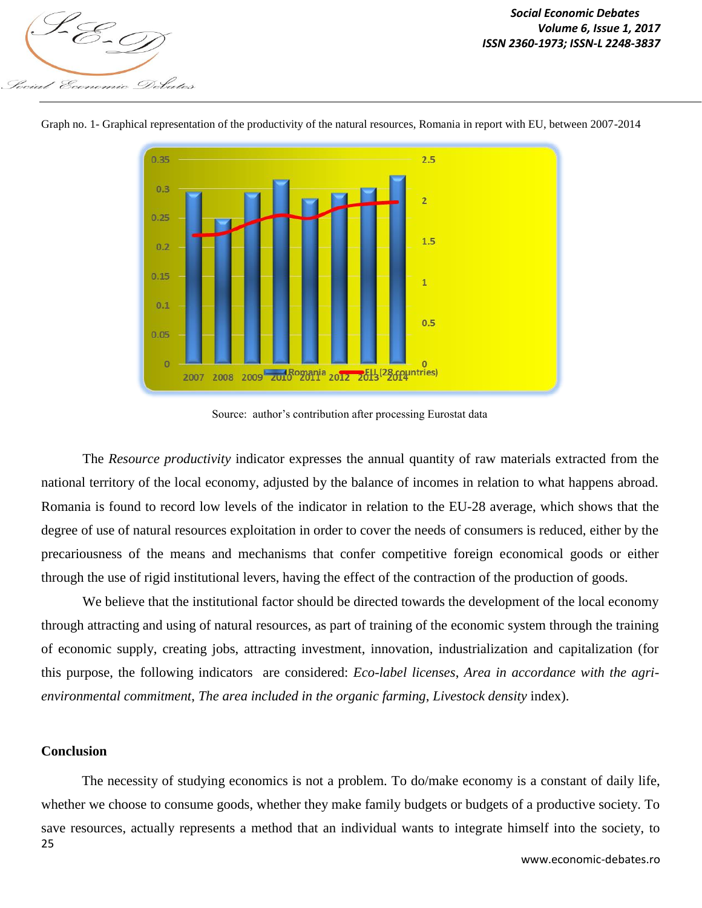Graph no. 1- Graphical representation of the productivity of the natural resources, Romania in report with EU, between 2007-2014

Source: author's contribution after processing Eurostat data

The *Resource productivity* indicator expresses the annual quantity of raw materials extracted from the national territory of the local economy, adjusted by the balance of incomes in relation to what happens abroad. Romania is found to record low levels of the indicator in relation to the EU-28 average, which shows that the degree of use of natural resources exploitation in order to cover the needs of consumers is reduced, either by the precariousness of the means and mechanisms that confer competitive foreign economical goods or either through the use of rigid institutional levers, having the effect of the contraction of the production of goods.

We believe that the institutional factor should be directed towards the development of the local economy through attracting and using of natural resources, as part of training of the economic system through the training of economic supply, creating jobs, attracting investment, innovation, industrialization and capitalization (for this purpose, the following indicators are considered: *Eco-label licenses*, *Area in accordance with the agri-environmental commitment*, *The area included in the organic farming*, *Livestock density* index).

## Conclusion

The necessity of studying economics is not a problem. To do/make economy is a constant of daily life, whether we choose to consume goods, whether they make family budgets or budgets of a productive society. To save resources, actually represents a method that an individual wants to integrate himself into the society, to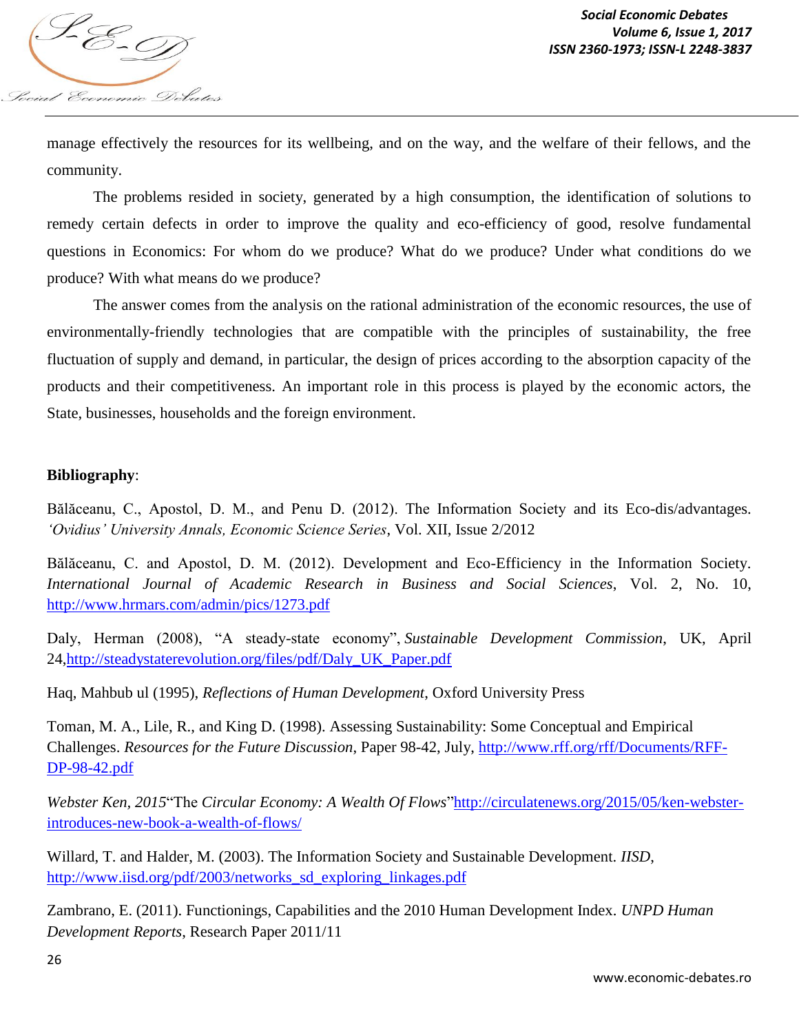manage effectively the resources for its wellbeing, and on the way, and the welfare of their fellows, and the community.

The problems resided in society, generated by a high consumption, the identification of solutions to remedy certain defects in order to improve the quality and eco-efficiency of good, resolve fundamental questions in Economics: For whom do we produce? What do we produce? Under what conditions do we produce? With what means do we produce?

The answer comes from the analysis on the rational administration of the economic resources, the use of environmentally-friendly technologies that are compatible with the principles of sustainability, the free fluctuation of supply and demand, in particular, the design of prices according to the absorption capacity of the products and their competitiveness. An important role in this process is played by the economic actors, the State, businesses, households and the foreign environment.

**Bibliography**:

Bălăceanu, C., Apostol, D. M., and Penu D. (2012). The Information Society and its Eco-dis/advantages. *'Ovidius' University Annals, Economic Science Series*, Vol. XII, Issue 2/2012

Bălăceanu, C. and Apostol, D. M. (2012). Development and Eco-Efficiency in the Information Society. *International Journal of Academic Research in Business and Social Sciences*, Vol. 2, No. 10, http://www.hrmars.com/admin/pics/1273.pdf

Daly, Herman (2008), "A steady-state economy", *Sustainable Development Commission*, UK, April 24,http://steadystaterevolution.org/files/pdf/Daly_UK_Paper.pdf

Haq, Mahbub ul (1995), *Reflections of Human Development*, Oxford University Press

Toman, M. A., Lile, R., and King D. (1998). Assessing Sustainability: Some Conceptual and Empirical Challenges. *Resources for the Future Discussion*, Paper 98-42, July, http://www.rff.org/rff/Documents/RFF-DP-98-42.pdf

*Webster Ken, 2015*"The *Circular Economy: A Wealth Of Flows*"http://circulatenews.org/2015/05/ken-webster-introduces-new-book-a-wealth-of-flows/

Willard, T. and Halder, M. (2003). The Information Society and Sustainable Development. *IISD*, http://www.iisd.org/pdf/2003/networks_sd_exploring_linkages.pdf

Zambrano, E. (2011). Functionings, Capabilities and the 2010 Human Development Index. *UNPD Human Development Reports*, Research Paper 2011/11